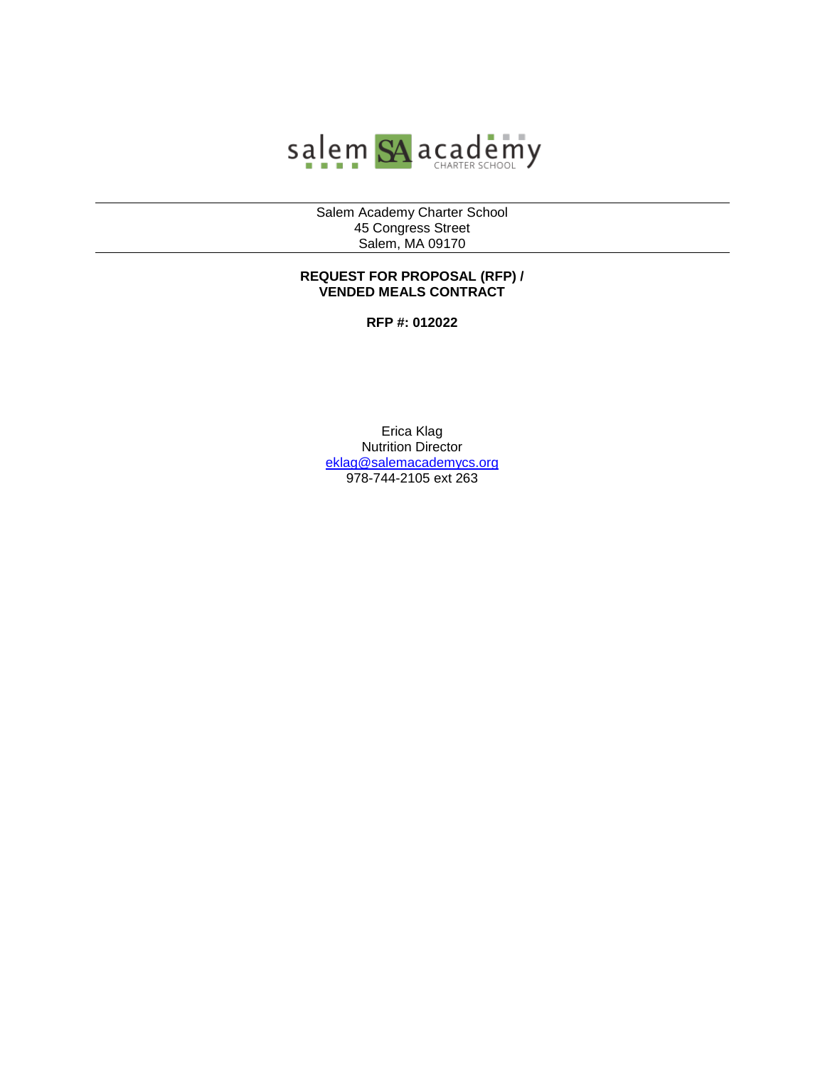salem SA academy CHARTER SCHOOL

---

Salem Academy Charter School
45 Congress Street
Salem, MA 09170

---

**REQUEST FOR PROPOSAL (RFP) /**
**VENDED MEALS CONTRACT**

**RFP #: 012022**

Erica Klag
Nutrition Director
eklag@salemacademycs.org
978-744-2105 ext 263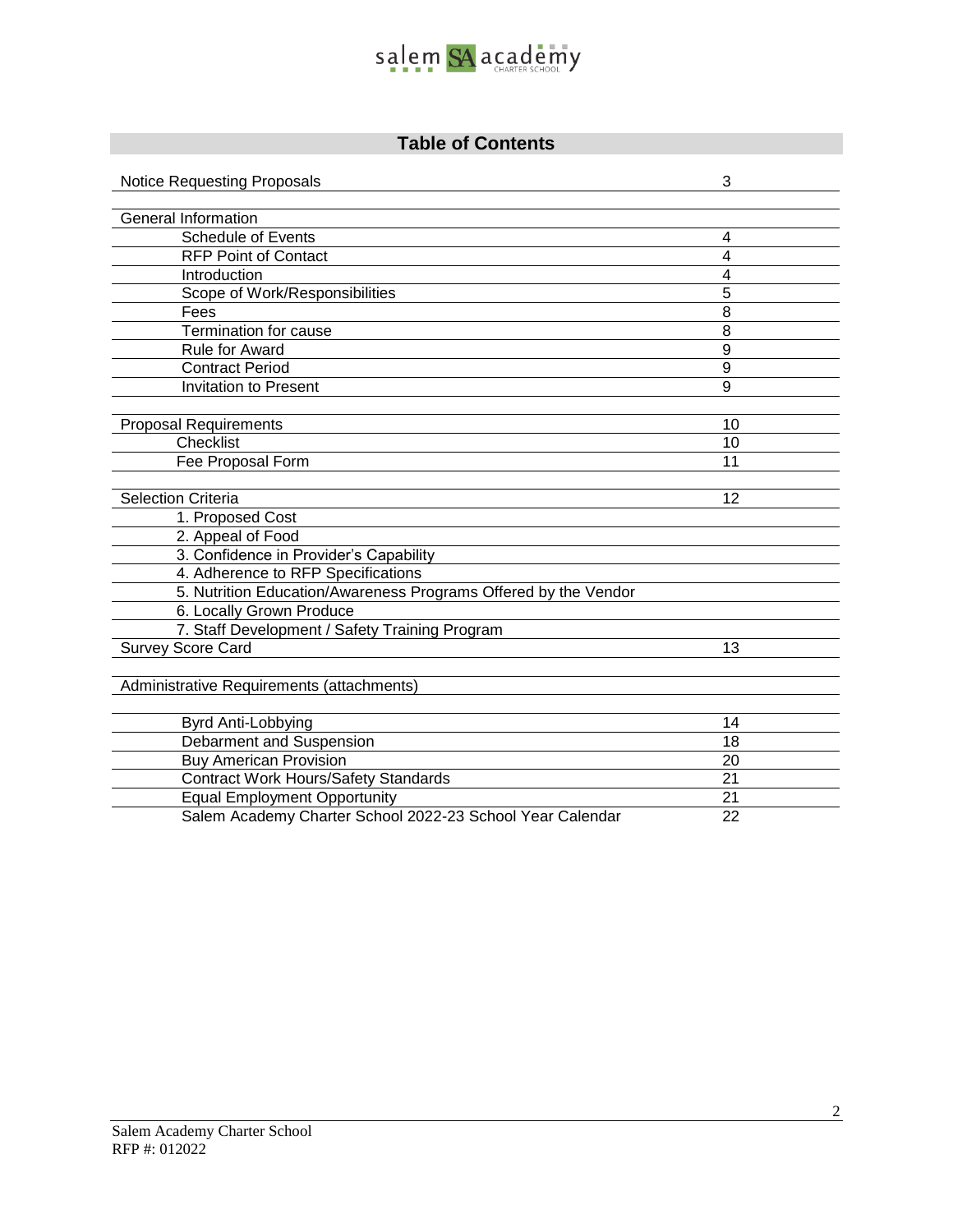## Table of Contents

| | |
|---|---|
| Notice Requesting Proposals | 3 |
| | |
| General Information | |
| Schedule of Events | 4 |
| RFP Point of Contact | 4 |
| Introduction | 4 |
| Scope of Work/Responsibilities | 5 |
| Fees | 8 |
| Termination for cause | 8 |
| Rule for Award | 9 |
| Contract Period | 9 |
| Invitation to Present | 9 |
| | |
| Proposal Requirements | 10 |
| Checklist | 10 |
| Fee Proposal Form | 11 |
| | |
| Selection Criteria | 12 |
| 1. Proposed Cost | |
| 2. Appeal of Food | |
| 3. Confidence in Provider's Capability | |
| 4. Adherence to RFP Specifications | |
| 5. Nutrition Education/Awareness Programs Offered by the Vendor | |
| 6. Locally Grown Produce | |
| 7. Staff Development / Safety Training Program | |
| Survey Score Card | 13 |
| | |
| Administrative Requirements (attachments) | |
| | |
| Byrd Anti-Lobbying | 14 |
| Debarment and Suspension | 18 |
| Buy American Provision | 20 |
| Contract Work Hours/Safety Standards | 21 |
| Equal Employment Opportunity | 21 |
| Salem Academy Charter School 2022-23 School Year Calendar | 22 |

Salem Academy Charter School
RFP #: 012022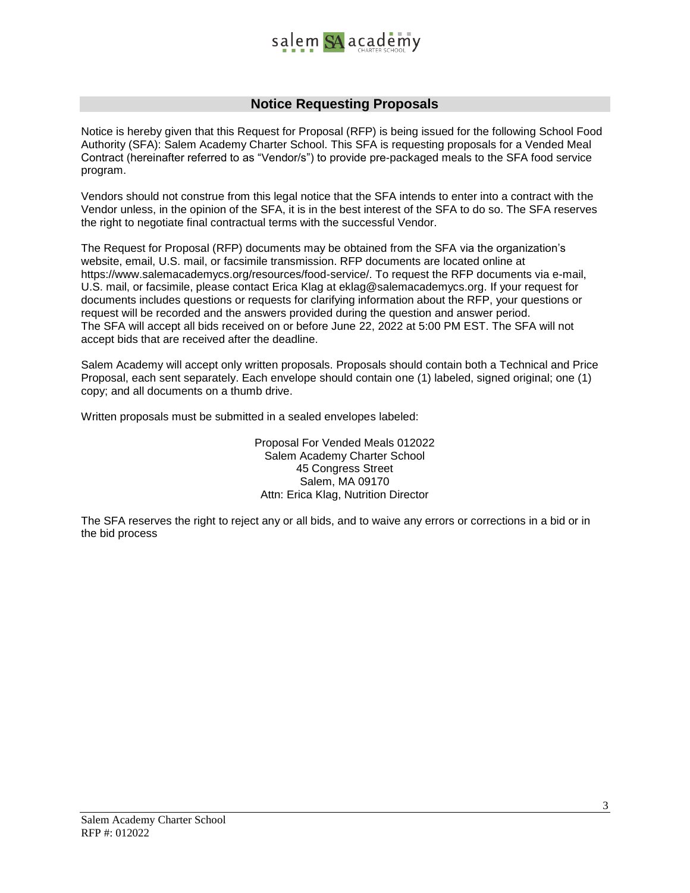## Notice Requesting Proposals

Notice is hereby given that this Request for Proposal (RFP) is being issued for the following School Food Authority (SFA): Salem Academy Charter School. This SFA is requesting proposals for a Vended Meal Contract (hereinafter referred to as "Vendor/s") to provide pre-packaged meals to the SFA food service program.

Vendors should not construe from this legal notice that the SFA intends to enter into a contract with the Vendor unless, in the opinion of the SFA, it is in the best interest of the SFA to do so. The SFA reserves the right to negotiate final contractual terms with the successful Vendor.

The Request for Proposal (RFP) documents may be obtained from the SFA via the organization's website, email, U.S. mail, or facsimile transmission. RFP documents are located online at https://www.salemacademycs.org/resources/food-service/. To request the RFP documents via e-mail, U.S. mail, or facsimile, please contact Erica Klag at eklag@salemacademycs.org. If your request for documents includes questions or requests for clarifying information about the RFP, your questions or request will be recorded and the answers provided during the question and answer period.
The SFA will accept all bids received on or before June 22, 2022 at 5:00 PM EST. The SFA will not accept bids that are received after the deadline.

Salem Academy will accept only written proposals. Proposals should contain both a Technical and Price Proposal, each sent separately. Each envelope should contain one (1) labeled, signed original; one (1) copy; and all documents on a thumb drive.

Written proposals must be submitted in a sealed envelopes labeled:

Proposal For Vended Meals 012022
Salem Academy Charter School
45 Congress Street
Salem, MA 09170
Attn: Erica Klag, Nutrition Director

The SFA reserves the right to reject any or all bids, and to waive any errors or corrections in a bid or in the bid process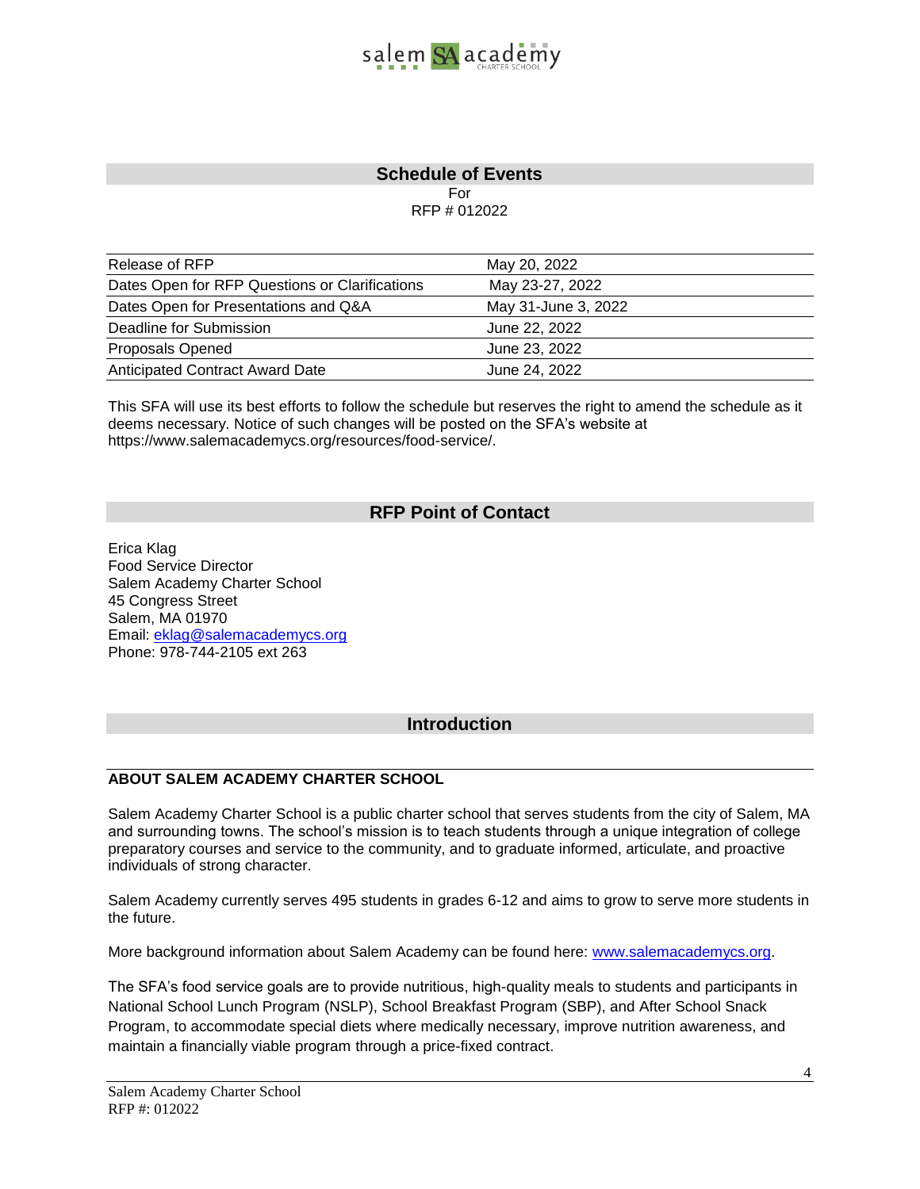## Schedule of Events

For
RFP # 012022

| | |
|---|---|
| Release of RFP | May 20, 2022 |
| Dates Open for RFP Questions or Clarifications | May 23-27, 2022 |
| Dates Open for Presentations and Q&A | May 31-June 3, 2022 |
| Deadline for Submission | June 22, 2022 |
| Proposals Opened | June 23, 2022 |
| Anticipated Contract Award Date | June 24, 2022 |

This SFA will use its best efforts to follow the schedule but reserves the right to amend the schedule as it deems necessary. Notice of such changes will be posted on the SFA's website at https://www.salemacademycs.org/resources/food-service/.

## RFP Point of Contact

Erica Klag
Food Service Director
Salem Academy Charter School
45 Congress Street
Salem, MA 01970
Email: eklag@salemacademycs.org
Phone: 978-744-2105 ext 263

## Introduction

### ABOUT SALEM ACADEMY CHARTER SCHOOL

Salem Academy Charter School is a public charter school that serves students from the city of Salem, MA and surrounding towns. The school's mission is to teach students through a unique integration of college preparatory courses and service to the community, and to graduate informed, articulate, and proactive individuals of strong character.

Salem Academy currently serves 495 students in grades 6-12 and aims to grow to serve more students in the future.

More background information about Salem Academy can be found here: www.salemacademycs.org.

The SFA's food service goals are to provide nutritious, high-quality meals to students and participants in National School Lunch Program (NSLP), School Breakfast Program (SBP), and After School Snack Program, to accommodate special diets where medically necessary, improve nutrition awareness, and maintain a financially viable program through a price-fixed contract.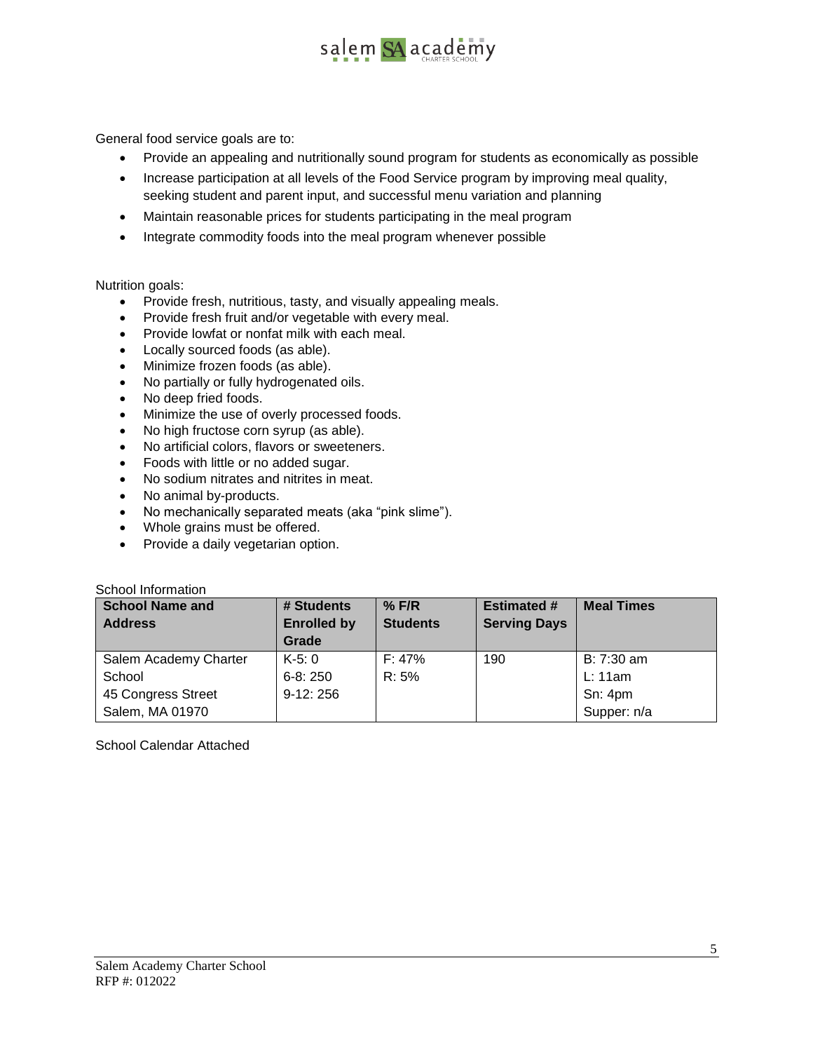General food service goals are to:

- Provide an appealing and nutritionally sound program for students as economically as possible
- Increase participation at all levels of the Food Service program by improving meal quality, seeking student and parent input, and successful menu variation and planning
- Maintain reasonable prices for students participating in the meal program
- Integrate commodity foods into the meal program whenever possible

Nutrition goals:

- Provide fresh, nutritious, tasty, and visually appealing meals.
- Provide fresh fruit and/or vegetable with every meal.
- Provide lowfat or nonfat milk with each meal.
- Locally sourced foods (as able).
- Minimize frozen foods (as able).
- No partially or fully hydrogenated oils.
- No deep fried foods.
- Minimize the use of overly processed foods.
- No high fructose corn syrup (as able).
- No artificial colors, flavors or sweeteners.
- Foods with little or no added sugar.
- No sodium nitrates and nitrites in meat.
- No animal by-products.
- No mechanically separated meats (aka "pink slime").
- Whole grains must be offered.
- Provide a daily vegetarian option.

School Information

| School Name and Address | # Students Enrolled by Grade | % F/R Students | Estimated # Serving Days | Meal Times |
|---|---|---|---|---|
| Salem Academy Charter School<br>45 Congress Street<br>Salem, MA 01970 | K-5: 0<br>6-8: 250<br>9-12: 256 | F: 47%<br>R: 5% | 190 | B: 7:30 am<br>L: 11am<br>Sn: 4pm<br>Supper: n/a |

School Calendar Attached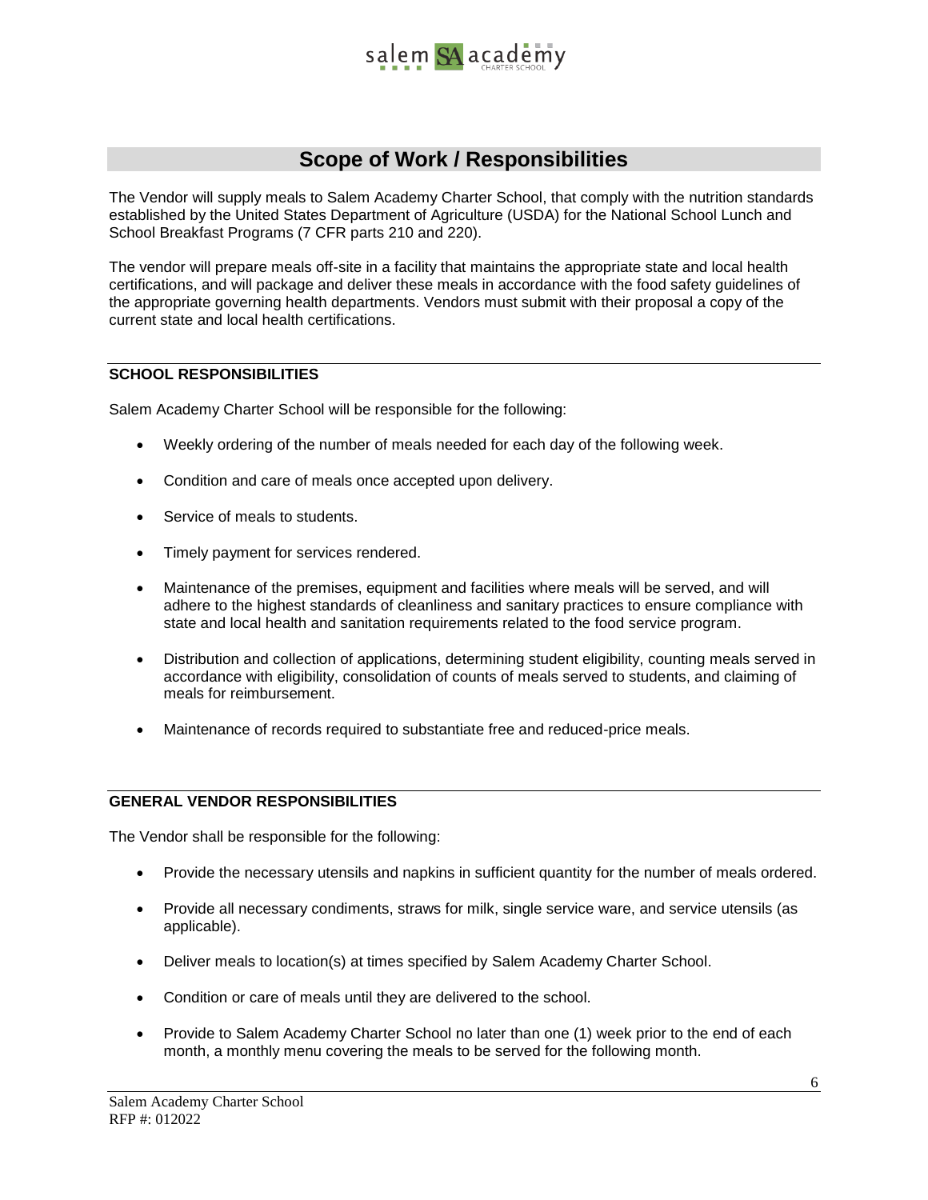## Scope of Work / Responsibilities

The Vendor will supply meals to Salem Academy Charter School, that comply with the nutrition standards established by the United States Department of Agriculture (USDA) for the National School Lunch and School Breakfast Programs (7 CFR parts 210 and 220).

The vendor will prepare meals off-site in a facility that maintains the appropriate state and local health certifications, and will package and deliver these meals in accordance with the food safety guidelines of the appropriate governing health departments. Vendors must submit with their proposal a copy of the current state and local health certifications.

### SCHOOL RESPONSIBILITIES

Salem Academy Charter School will be responsible for the following:

- Weekly ordering of the number of meals needed for each day of the following week.
- Condition and care of meals once accepted upon delivery.
- Service of meals to students.
- Timely payment for services rendered.
- Maintenance of the premises, equipment and facilities where meals will be served, and will adhere to the highest standards of cleanliness and sanitary practices to ensure compliance with state and local health and sanitation requirements related to the food service program.
- Distribution and collection of applications, determining student eligibility, counting meals served in accordance with eligibility, consolidation of counts of meals served to students, and claiming of meals for reimbursement.
- Maintenance of records required to substantiate free and reduced-price meals.

### GENERAL VENDOR RESPONSIBILITIES

The Vendor shall be responsible for the following:

- Provide the necessary utensils and napkins in sufficient quantity for the number of meals ordered.
- Provide all necessary condiments, straws for milk, single service ware, and service utensils (as applicable).
- Deliver meals to location(s) at times specified by Salem Academy Charter School.
- Condition or care of meals until they are delivered to the school.
- Provide to Salem Academy Charter School no later than one (1) week prior to the end of each month, a monthly menu covering the meals to be served for the following month.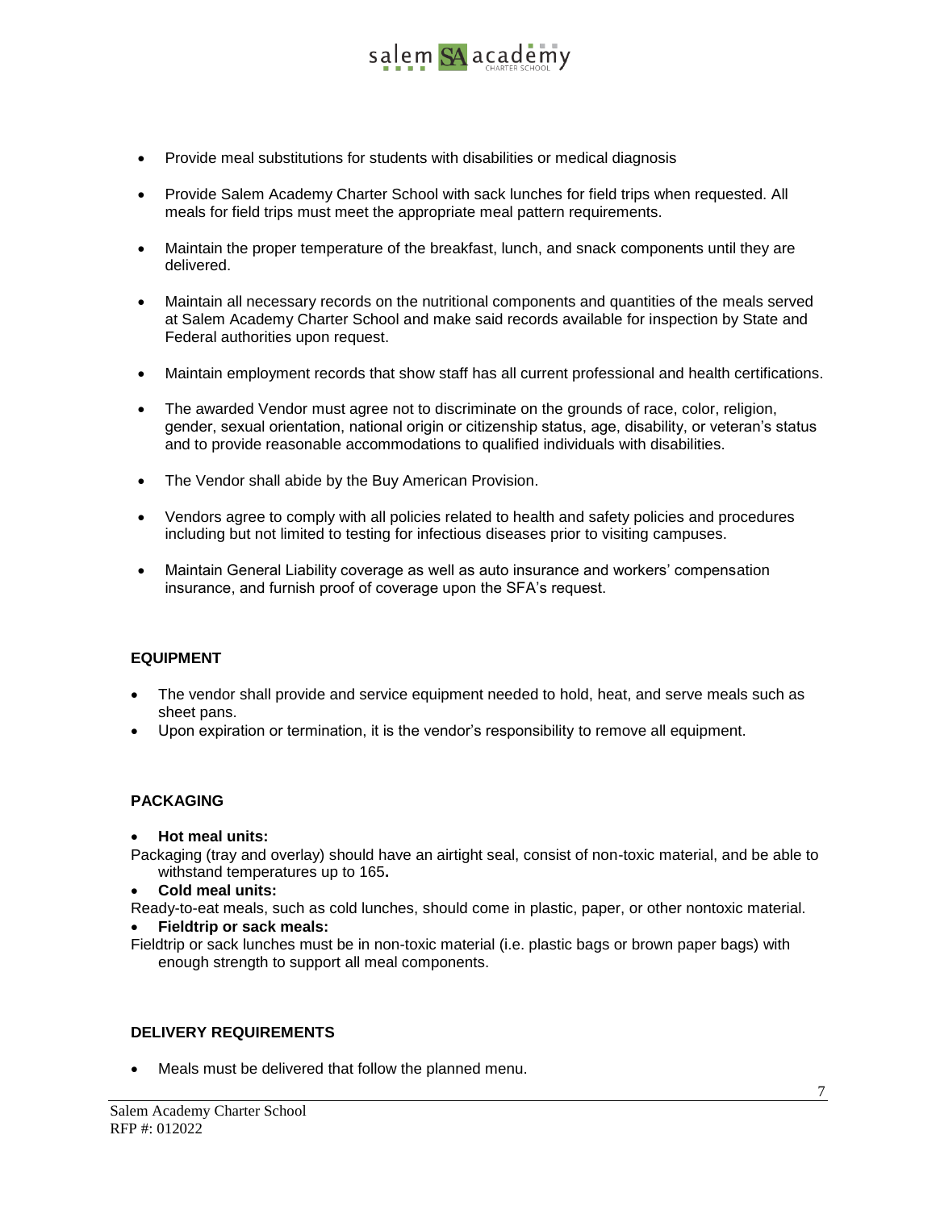- Provide meal substitutions for students with disabilities or medical diagnosis
- Provide Salem Academy Charter School with sack lunches for field trips when requested. All meals for field trips must meet the appropriate meal pattern requirements.
- Maintain the proper temperature of the breakfast, lunch, and snack components until they are delivered.
- Maintain all necessary records on the nutritional components and quantities of the meals served at Salem Academy Charter School and make said records available for inspection by State and Federal authorities upon request.
- Maintain employment records that show staff has all current professional and health certifications.
- The awarded Vendor must agree not to discriminate on the grounds of race, color, religion, gender, sexual orientation, national origin or citizenship status, age, disability, or veteran's status and to provide reasonable accommodations to qualified individuals with disabilities.
- The Vendor shall abide by the Buy American Provision.
- Vendors agree to comply with all policies related to health and safety policies and procedures including but not limited to testing for infectious diseases prior to visiting campuses.
- Maintain General Liability coverage as well as auto insurance and workers' compensation insurance, and furnish proof of coverage upon the SFA's request.

**EQUIPMENT**

- The vendor shall provide and service equipment needed to hold, heat, and serve meals such as sheet pans.
- Upon expiration or termination, it is the vendor's responsibility to remove all equipment.

**PACKAGING**

- **Hot meal units:**

Packaging (tray and overlay) should have an airtight seal, consist of non-toxic material, and be able to withstand temperatures up to 165**.**

- **Cold meal units:**

Ready-to-eat meals, such as cold lunches, should come in plastic, paper, or other nontoxic material.

- **Fieldtrip or sack meals:**

Fieldtrip or sack lunches must be in non-toxic material (i.e. plastic bags or brown paper bags) with enough strength to support all meal components.

**DELIVERY REQUIREMENTS**

- Meals must be delivered that follow the planned menu.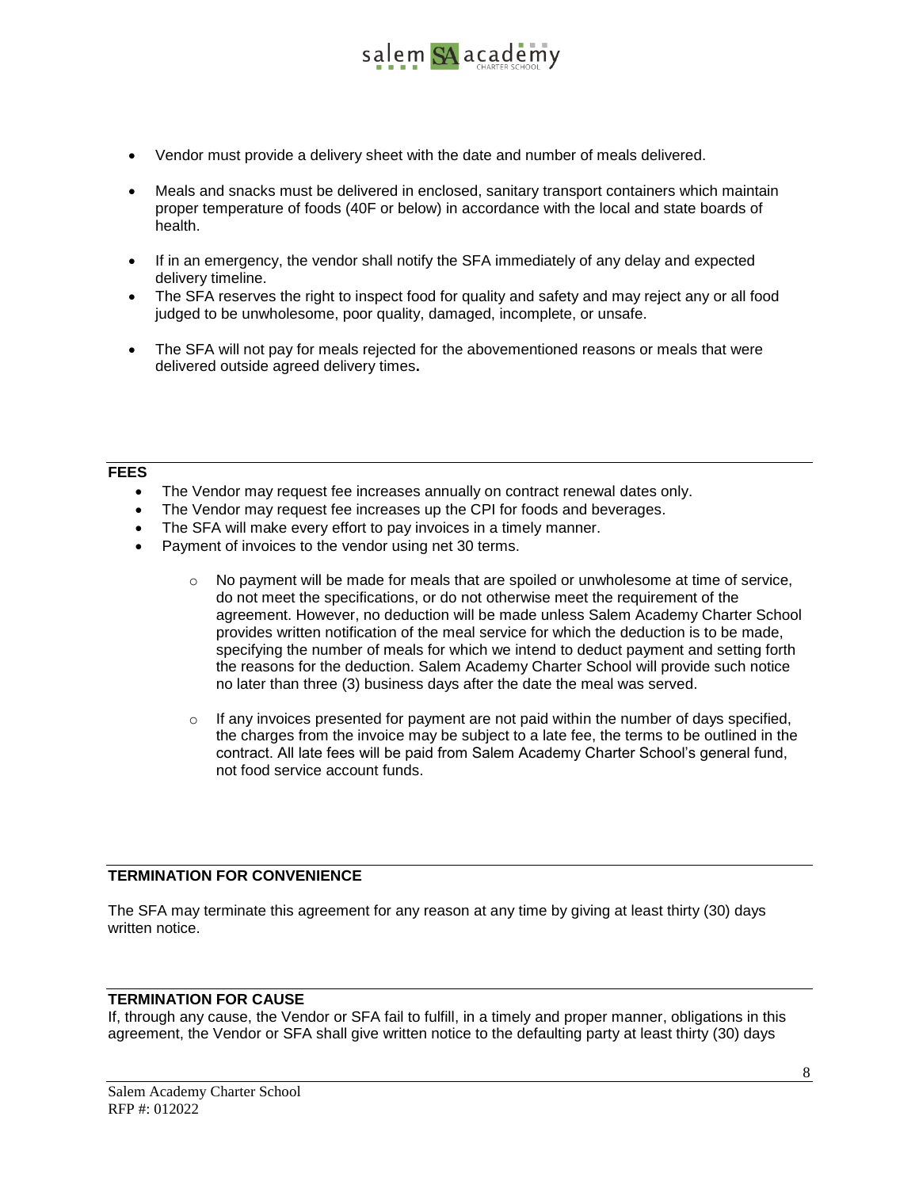- Vendor must provide a delivery sheet with the date and number of meals delivered.
- Meals and snacks must be delivered in enclosed, sanitary transport containers which maintain proper temperature of foods (40F or below) in accordance with the local and state boards of health.
- If in an emergency, the vendor shall notify the SFA immediately of any delay and expected delivery timeline.
- The SFA reserves the right to inspect food for quality and safety and may reject any or all food judged to be unwholesome, poor quality, damaged, incomplete, or unsafe.
- The SFA will not pay for meals rejected for the abovementioned reasons or meals that were delivered outside agreed delivery times**.**

## FEES

- The Vendor may request fee increases annually on contract renewal dates only.
- The Vendor may request fee increases up the CPI for foods and beverages.
- The SFA will make every effort to pay invoices in a timely manner.
- Payment of invoices to the vendor using net 30 terms.
    - No payment will be made for meals that are spoiled or unwholesome at time of service, do not meet the specifications, or do not otherwise meet the requirement of the agreement. However, no deduction will be made unless Salem Academy Charter School provides written notification of the meal service for which the deduction is to be made, specifying the number of meals for which we intend to deduct payment and setting forth the reasons for the deduction. Salem Academy Charter School will provide such notice no later than three (3) business days after the date the meal was served.
    - If any invoices presented for payment are not paid within the number of days specified, the charges from the invoice may be subject to a late fee, the terms to be outlined in the contract. All late fees will be paid from Salem Academy Charter School's general fund, not food service account funds.

## TERMINATION FOR CONVENIENCE

The SFA may terminate this agreement for any reason at any time by giving at least thirty (30) days written notice.

## TERMINATION FOR CAUSE

If, through any cause, the Vendor or SFA fail to fulfill, in a timely and proper manner, obligations in this agreement, the Vendor or SFA shall give written notice to the defaulting party at least thirty (30) days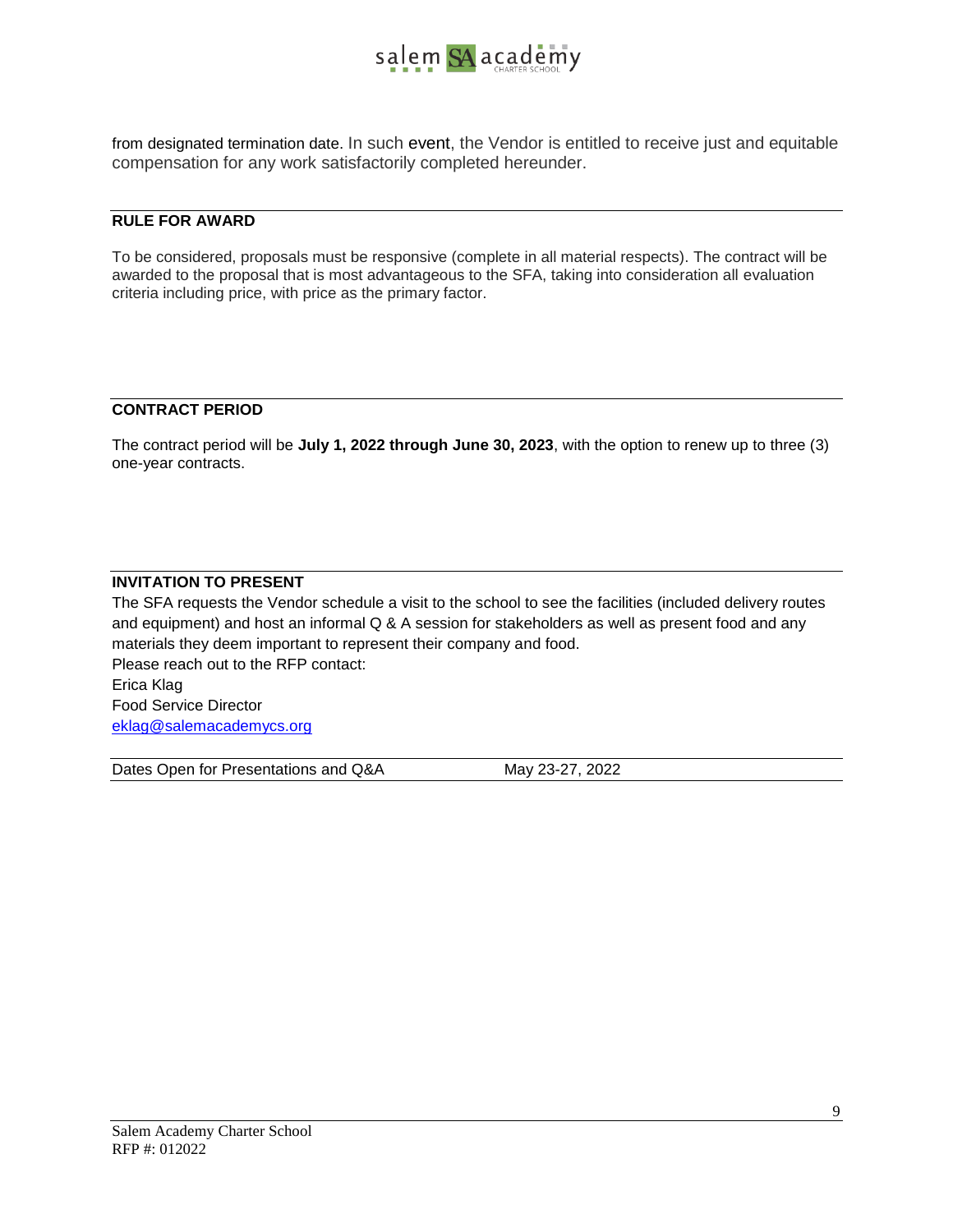from designated termination date. In such event, the Vendor is entitled to receive just and equitable compensation for any work satisfactorily completed hereunder.

## RULE FOR AWARD

To be considered, proposals must be responsive (complete in all material respects). The contract will be awarded to the proposal that is most advantageous to the SFA, taking into consideration all evaluation criteria including price, with price as the primary factor.

## CONTRACT PERIOD

The contract period will be **July 1, 2022 through June 30, 2023**, with the option to renew up to three (3) one-year contracts.

## INVITATION TO PRESENT

The SFA requests the Vendor schedule a visit to the school to see the facilities (included delivery routes and equipment) and host an informal Q & A session for stakeholders as well as present food and any materials they deem important to represent their company and food.

Please reach out to the RFP contact:
Erica Klag
Food Service Director
eklag@salemacademycs.org

| Dates Open for Presentations and Q&A | May 23-27, 2022 |
|---|---|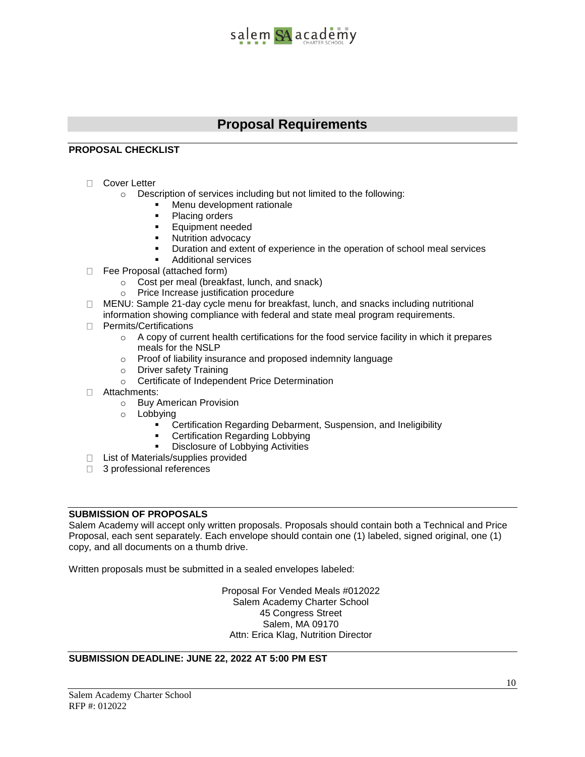## Proposal Requirements

**PROPOSAL CHECKLIST**

- Cover Letter
  - Description of services including but not limited to the following:
    - Menu development rationale
    - Placing orders
    - Equipment needed
    - Nutrition advocacy
    - Duration and extent of experience in the operation of school meal services
    - Additional services
- Fee Proposal (attached form)
  - Cost per meal (breakfast, lunch, and snack)
  - Price Increase justification procedure
- MENU: Sample 21-day cycle menu for breakfast, lunch, and snacks including nutritional information showing compliance with federal and state meal program requirements.
- Permits/Certifications
  - A copy of current health certifications for the food service facility in which it prepares meals for the NSLP
  - Proof of liability insurance and proposed indemnity language
  - Driver safety Training
  - Certificate of Independent Price Determination
- Attachments:
  - Buy American Provision
  - Lobbying
    - Certification Regarding Debarment, Suspension, and Ineligibility
    - Certification Regarding Lobbying
    - Disclosure of Lobbying Activities
- List of Materials/supplies provided
- 3 professional references

**SUBMISSION OF PROPOSALS**

Salem Academy will accept only written proposals. Proposals should contain both a Technical and Price Proposal, each sent separately. Each envelope should contain one (1) labeled, signed original, one (1) copy, and all documents on a thumb drive.

Written proposals must be submitted in a sealed envelopes labeled:

Proposal For Vended Meals #012022
Salem Academy Charter School
45 Congress Street
Salem, MA 09170
Attn: Erica Klag, Nutrition Director

**SUBMISSION DEADLINE: JUNE 22, 2022 AT 5:00 PM EST**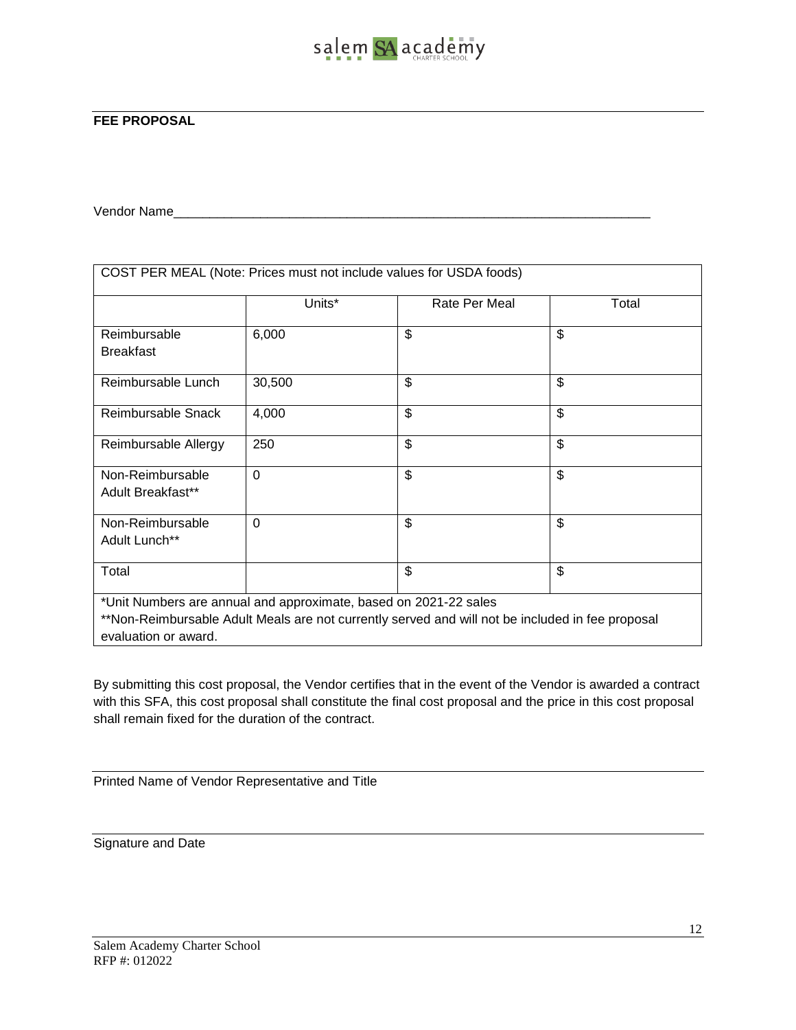## FEE PROPOSAL

Vendor Name_______________________________________________________________

| COST PER MEAL (Note: Prices must not include values for USDA foods) | | | |
|---|---|---|---|
| | Units* | Rate Per Meal | Total |
| Reimbursable Breakfast | 6,000 | $ | $ |
| Reimbursable Lunch | 30,500 | $ | $ |
| Reimbursable Snack | 4,000 | $ | $ |
| Reimbursable Allergy | 250 | $ | $ |
| Non-Reimbursable Adult Breakfast** | 0 | $ | $ |
| Non-Reimbursable Adult Lunch** | 0 | $ | $ |
| Total | | $ | $ |

*Unit Numbers are annual and approximate, based on 2021-22 sales
**Non-Reimbursable Adult Meals are not currently served and will not be included in fee proposal evaluation or award.

By submitting this cost proposal, the Vendor certifies that in the event of the Vendor is awarded a contract with this SFA, this cost proposal shall constitute the final cost proposal and the price in this cost proposal shall remain fixed for the duration of the contract.

_______________________________________________________________

Printed Name of Vendor Representative and Title

_______________________________________________________________

Signature and Date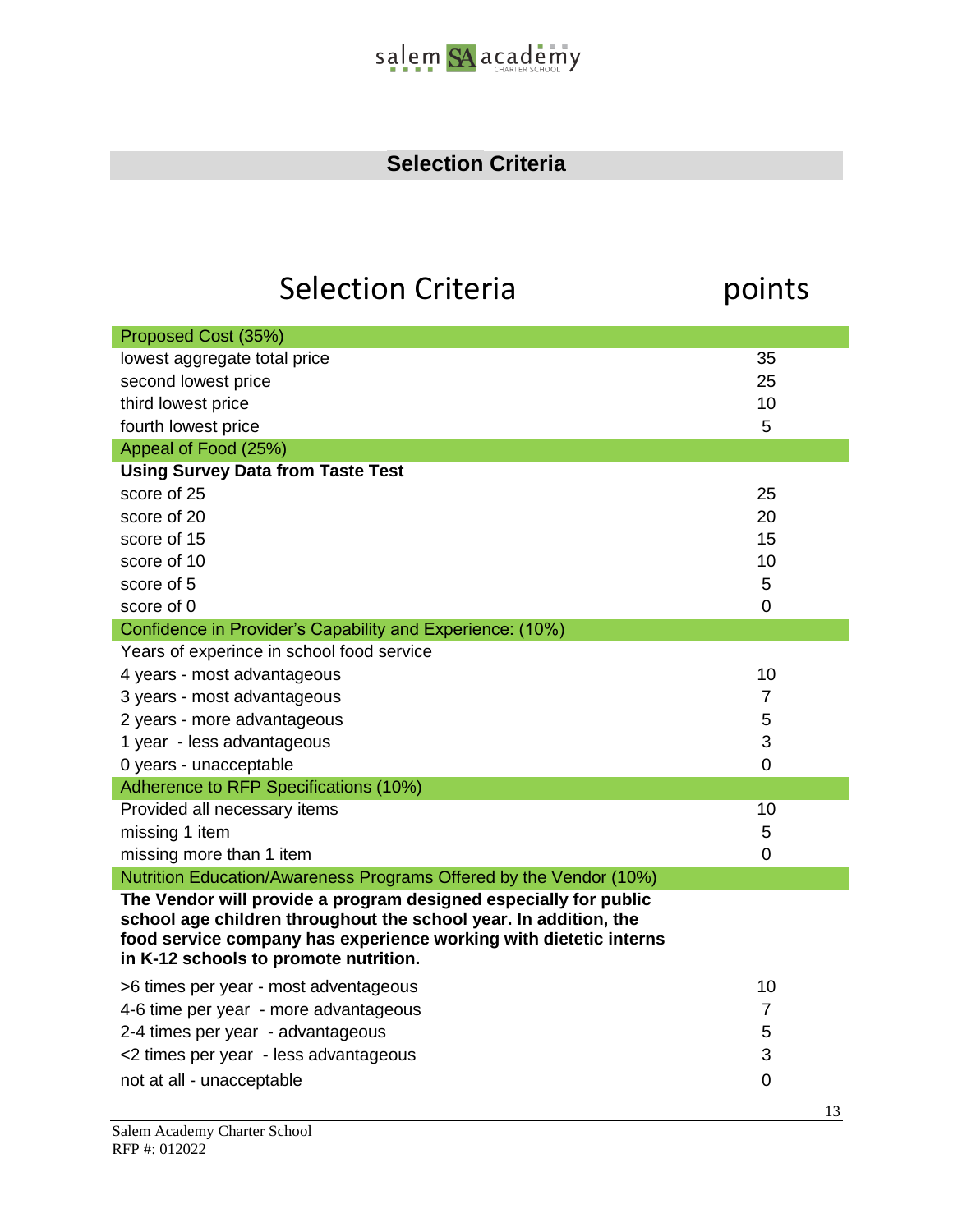## Selection Criteria

| Selection Criteria | points |
|---|---|
| **Proposed Cost (35%)** | |
| lowest aggregate total price | 35 |
| second lowest price | 25 |
| third lowest price | 10 |
| fourth lowest price | 5 |
| **Appeal of Food (25%)** | |
| **Using Survey Data from Taste Test** | |
| score of 25 | 25 |
| score of 20 | 20 |
| score of 15 | 15 |
| score of 10 | 10 |
| score of 5 | 5 |
| score of 0 | 0 |
| **Confidence in Provider's Capability and Experience: (10%)** | |
| Years of experince in school food service | |
| 4 years - most advantageous | 10 |
| 3 years - most advantageous | 7 |
| 2 years - more advantageous | 5 |
| 1 year - less advantageous | 3 |
| 0 years - unacceptable | 0 |
| **Adherence to RFP Specifications (10%)** | |
| Provided all necessary items | 10 |
| missing 1 item | 5 |
| missing more than 1 item | 0 |
| **Nutrition Education/Awareness Programs Offered by the Vendor (10%)** | |
| **The Vendor will provide a program designed especially for public school age children throughout the school year. In addition, the food service company has experience working with dietetic interns in K-12 schools to promote nutrition.** | |
| >6 times per year - most adventageous | 10 |
| 4-6 time per year - more advantageous | 7 |
| 2-4 times per year - advantageous | 5 |
| <2 times per year - less advantageous | 3 |
| not at all - unacceptable | 0 |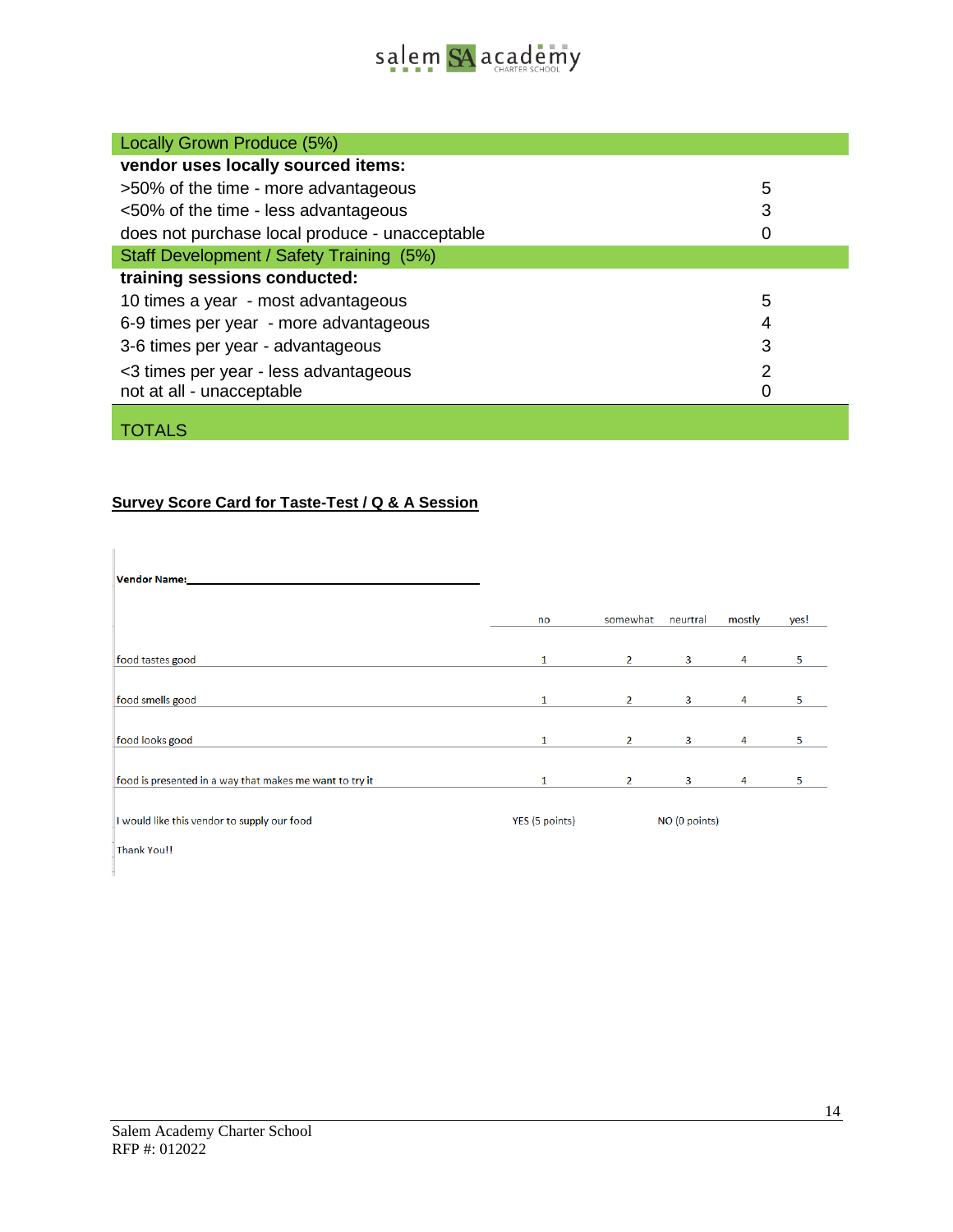| Locally Grown Produce (5%) | |
|---|---|
| **vendor uses locally sourced items:** | |
| >50% of the time - more advantageous | 5 |
| <50% of the time - less advantageous | 3 |
| does not purchase local produce - unacceptable | 0 |
| Staff Development / Safety Training (5%) | |
| **training sessions conducted:** | |
| 10 times a year - most advantageous | 5 |
| 6-9 times per year - more advantageous | 4 |
| 3-6 times per year - advantageous | 3 |
| <3 times per year - less advantageous | 2 |
| not at all - unacceptable | 0 |
| TOTALS | |

**Survey Score Card for Taste-Test / Q & A Session**

**Vendor Name:**_______________________________________

| | no | somewhat | neurtral | mostly | yes! |
|---|---|---|---|---|---|
| food tastes good | 1 | 2 | 3 | 4 | 5 |
| food smells good | 1 | 2 | 3 | 4 | 5 |
| food looks good | 1 | 2 | 3 | 4 | 5 |
| food is presented in a way that makes me want to try it | 1 | 2 | 3 | 4 | 5 |
| I would like this vendor to supply our food | YES (5 points) | | NO (0 points) | | |

Thank You!!

Salem Academy Charter School
RFP #: 012022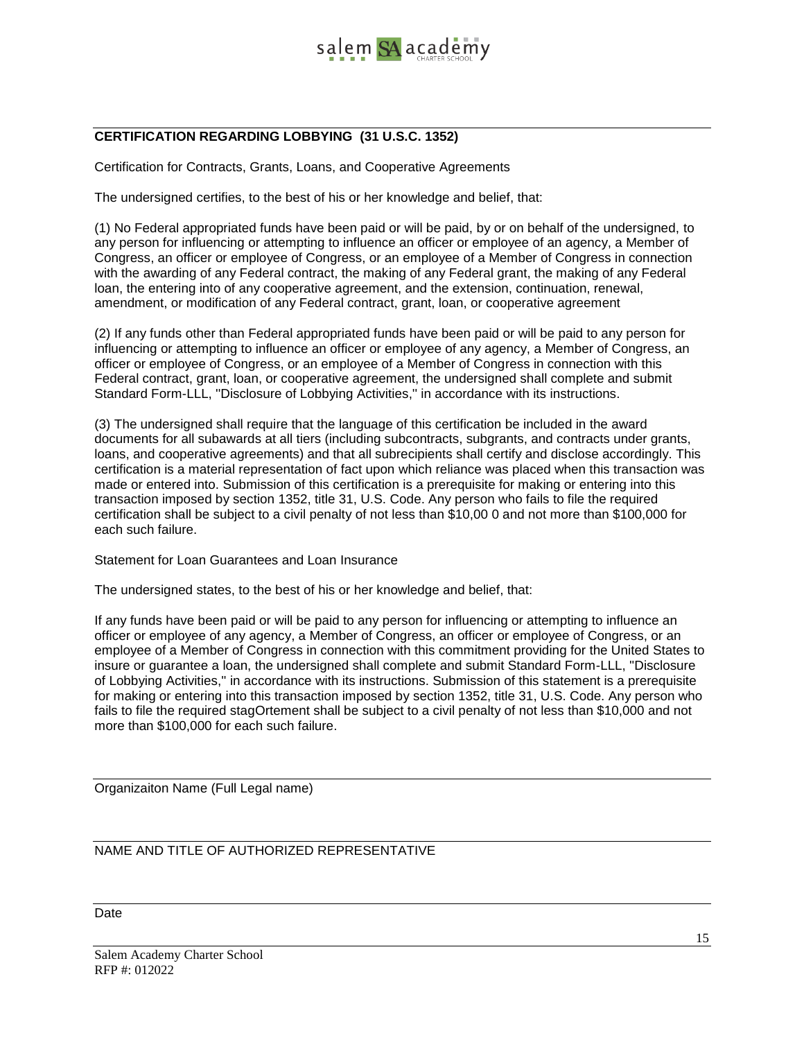## CERTIFICATION REGARDING LOBBYING (31 U.S.C. 1352)

Certification for Contracts, Grants, Loans, and Cooperative Agreements

The undersigned certifies, to the best of his or her knowledge and belief, that:

(1) No Federal appropriated funds have been paid or will be paid, by or on behalf of the undersigned, to any person for influencing or attempting to influence an officer or employee of an agency, a Member of Congress, an officer or employee of Congress, or an employee of a Member of Congress in connection with the awarding of any Federal contract, the making of any Federal grant, the making of any Federal loan, the entering into of any cooperative agreement, and the extension, continuation, renewal, amendment, or modification of any Federal contract, grant, loan, or cooperative agreement

(2) If any funds other than Federal appropriated funds have been paid or will be paid to any person for influencing or attempting to influence an officer or employee of any agency, a Member of Congress, an officer or employee of Congress, or an employee of a Member of Congress in connection with this Federal contract, grant, loan, or cooperative agreement, the undersigned shall complete and submit Standard Form-LLL, ''Disclosure of Lobbying Activities,'' in accordance with its instructions.

(3) The undersigned shall require that the language of this certification be included in the award documents for all subawards at all tiers (including subcontracts, subgrants, and contracts under grants, loans, and cooperative agreements) and that all subrecipients shall certify and disclose accordingly. This certification is a material representation of fact upon which reliance was placed when this transaction was made or entered into. Submission of this certification is a prerequisite for making or entering into this transaction imposed by section 1352, title 31, U.S. Code. Any person who fails to file the required certification shall be subject to a civil penalty of not less than $10,00 0 and not more than $100,000 for each such failure.

Statement for Loan Guarantees and Loan Insurance

The undersigned states, to the best of his or her knowledge and belief, that:

If any funds have been paid or will be paid to any person for influencing or attempting to influence an officer or employee of any agency, a Member of Congress, an officer or employee of Congress, or an employee of a Member of Congress in connection with this commitment providing for the United States to insure or guarantee a loan, the undersigned shall complete and submit Standard Form-LLL, "Disclosure of Lobbying Activities," in accordance with its instructions. Submission of this statement is a prerequisite for making or entering into this transaction imposed by section 1352, title 31, U.S. Code. Any person who fails to file the required stagOrtement shall be subject to a civil penalty of not less than $10,000 and not more than $100,000 for each such failure.

---

Organizaiton Name (Full Legal name)

---

NAME AND TITLE OF AUTHORIZED REPRESENTATIVE

---

Date

Salem Academy Charter School
RFP #: 012022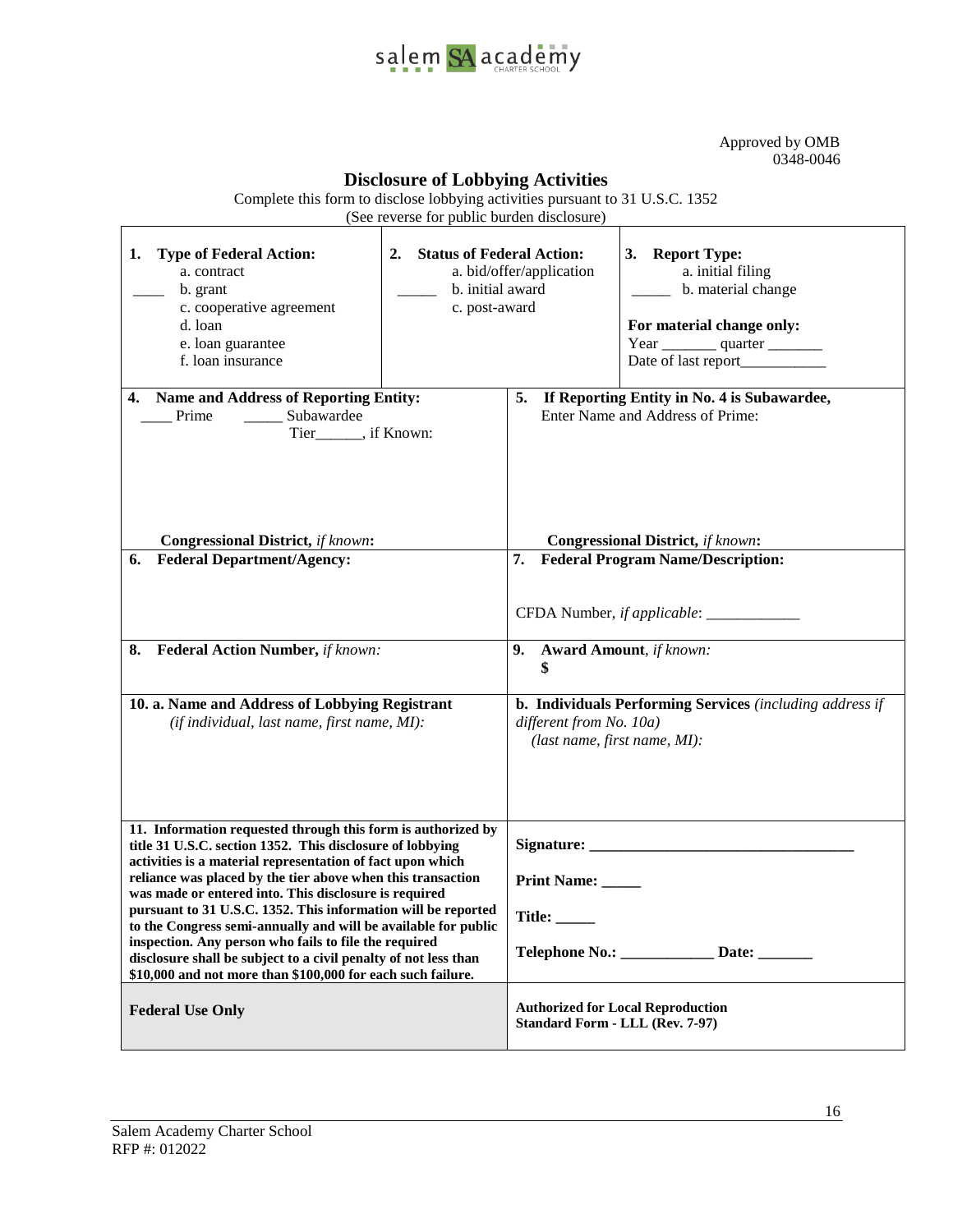Approved by OMB
0348-0046

# Disclosure of Lobbying Activities

Complete this form to disclose lobbying activities pursuant to 31 U.S.C. 1352
(See reverse for public burden disclosure)

| | | |
|---|---|---|
| **1. Type of Federal Action:**<br>____ a. contract<br>b. grant<br>c. cooperative agreement<br>d. loan<br>e. loan guarantee<br>f. loan insurance | **2. Status of Federal Action:**<br>_____ a. bid/offer/application<br>b. initial award<br>c. post-award | **3. Report Type:**<br>_____ a. initial filing<br>b. material change<br><br>**For material change only:**<br>Year _______ quarter _______<br>Date of last report___________ |

| | |
|---|---|
| **4. Name and Address of Reporting Entity:**<br>____ Prime _____ Subawardee<br>Tier______, if Known:<br><br><br>**Congressional District,** *if known***:** | **5. If Reporting Entity in No. 4 is Subawardee,** Enter Name and Address of Prime:<br><br><br>**Congressional District,** *if known***:** |
| **6. Federal Department/Agency:** | **7. Federal Program Name/Description:**<br><br>CFDA Number, *if applicable*: ____________ |
| **8. Federal Action Number,** *if known:* | **9. Award Amount**, *if known:*<br>**$** |
| **10. a. Name and Address of Lobbying Registrant**<br>*(if individual, last name, first name, MI):* | **b. Individuals Performing Services** *(including address if different from No. 10a)*<br>*(last name, first name, MI):* |
| **11. Information requested through this form is authorized by title 31 U.S.C. section 1352. This disclosure of lobbying activities is a material representation of fact upon which reliance was placed by the tier above when this transaction was made or entered into. This disclosure is required pursuant to 31 U.S.C. 1352. This information will be reported to the Congress semi-annually and will be available for public inspection. Any person who fails to file the required disclosure shall be subject to a civil penalty of not less than $10,000 and not more than $100,000 for each such failure.** | **Signature:** __________________________________<br><br>**Print Name:** _____<br><br>**Title:** _____<br><br>**Telephone No.:** ____________ **Date:** _______ |
| **Federal Use Only** | **Authorized for Local Reproduction**<br>**Standard Form - LLL (Rev. 7-97)** |

Salem Academy Charter School
RFP #: 012022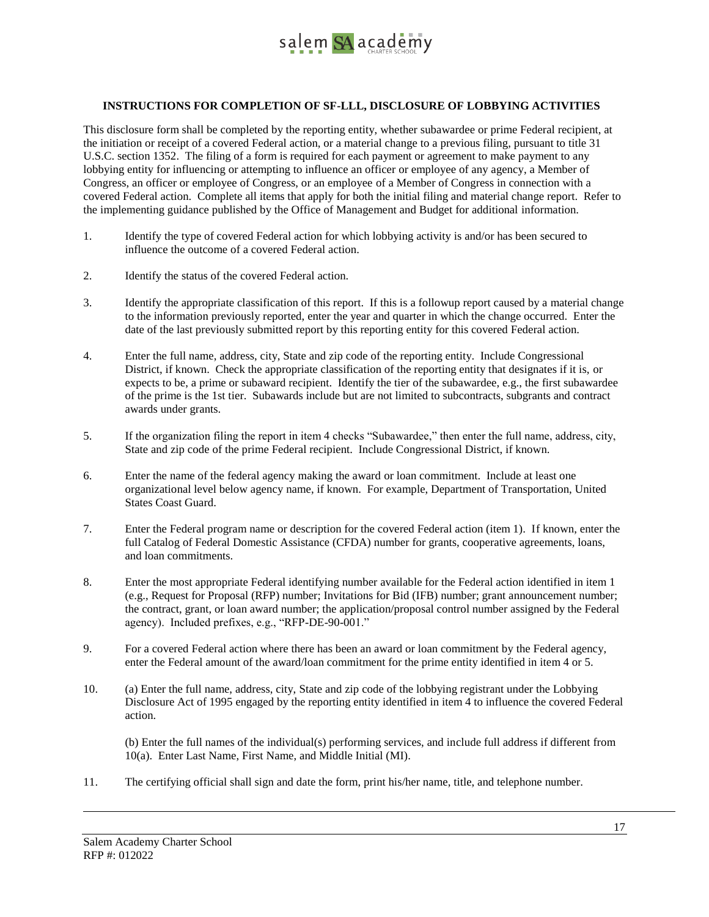**INSTRUCTIONS FOR COMPLETION OF SF-LLL, DISCLOSURE OF LOBBYING ACTIVITIES**

This disclosure form shall be completed by the reporting entity, whether subawardee or prime Federal recipient, at the initiation or receipt of a covered Federal action, or a material change to a previous filing, pursuant to title 31 U.S.C. section 1352. The filing of a form is required for each payment or agreement to make payment to any lobbying entity for influencing or attempting to influence an officer or employee of any agency, a Member of Congress, an officer or employee of Congress, or an employee of a Member of Congress in connection with a covered Federal action. Complete all items that apply for both the initial filing and material change report. Refer to the implementing guidance published by the Office of Management and Budget for additional information.

1. Identify the type of covered Federal action for which lobbying activity is and/or has been secured to influence the outcome of a covered Federal action.

2. Identify the status of the covered Federal action.

3. Identify the appropriate classification of this report. If this is a followup report caused by a material change to the information previously reported, enter the year and quarter in which the change occurred. Enter the date of the last previously submitted report by this reporting entity for this covered Federal action.

4. Enter the full name, address, city, State and zip code of the reporting entity. Include Congressional District, if known. Check the appropriate classification of the reporting entity that designates if it is, or expects to be, a prime or subaward recipient. Identify the tier of the subawardee, e.g., the first subawardee of the prime is the 1st tier. Subawards include but are not limited to subcontracts, subgrants and contract awards under grants.

5. If the organization filing the report in item 4 checks "Subawardee," then enter the full name, address, city, State and zip code of the prime Federal recipient. Include Congressional District, if known.

6. Enter the name of the federal agency making the award or loan commitment. Include at least one organizational level below agency name, if known. For example, Department of Transportation, United States Coast Guard.

7. Enter the Federal program name or description for the covered Federal action (item 1). If known, enter the full Catalog of Federal Domestic Assistance (CFDA) number for grants, cooperative agreements, loans, and loan commitments.

8. Enter the most appropriate Federal identifying number available for the Federal action identified in item 1 (e.g., Request for Proposal (RFP) number; Invitations for Bid (IFB) number; grant announcement number; the contract, grant, or loan award number; the application/proposal control number assigned by the Federal agency). Included prefixes, e.g., "RFP-DE-90-001."

9. For a covered Federal action where there has been an award or loan commitment by the Federal agency, enter the Federal amount of the award/loan commitment for the prime entity identified in item 4 or 5.

10. (a) Enter the full name, address, city, State and zip code of the lobbying registrant under the Lobbying Disclosure Act of 1995 engaged by the reporting entity identified in item 4 to influence the covered Federal action.

    (b) Enter the full names of the individual(s) performing services, and include full address if different from 10(a). Enter Last Name, First Name, and Middle Initial (MI).

11. The certifying official shall sign and date the form, print his/her name, title, and telephone number.

Salem Academy Charter School
RFP #: 012022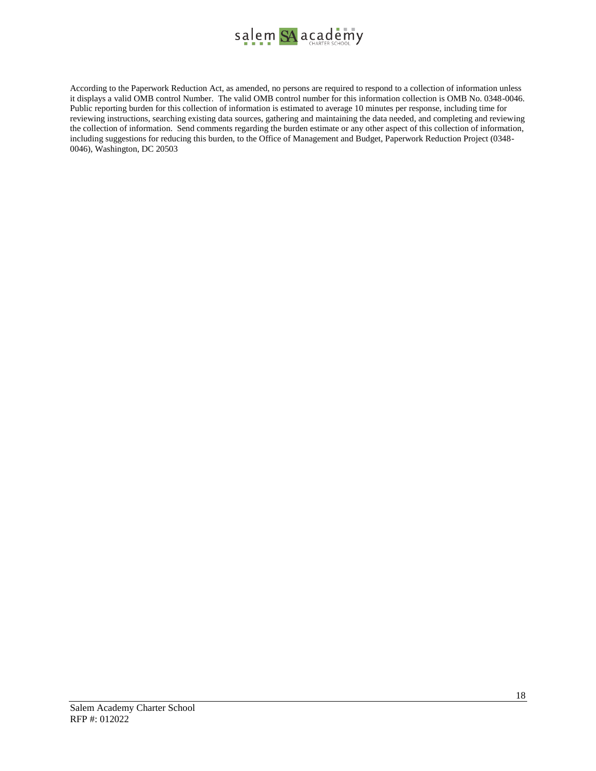According to the Paperwork Reduction Act, as amended, no persons are required to respond to a collection of information unless it displays a valid OMB control Number. The valid OMB control number for this information collection is OMB No. 0348-0046. Public reporting burden for this collection of information is estimated to average 10 minutes per response, including time for reviewing instructions, searching existing data sources, gathering and maintaining the data needed, and completing and reviewing the collection of information. Send comments regarding the burden estimate or any other aspect of this collection of information, including suggestions for reducing this burden, to the Office of Management and Budget, Paperwork Reduction Project (0348-0046), Washington, DC 20503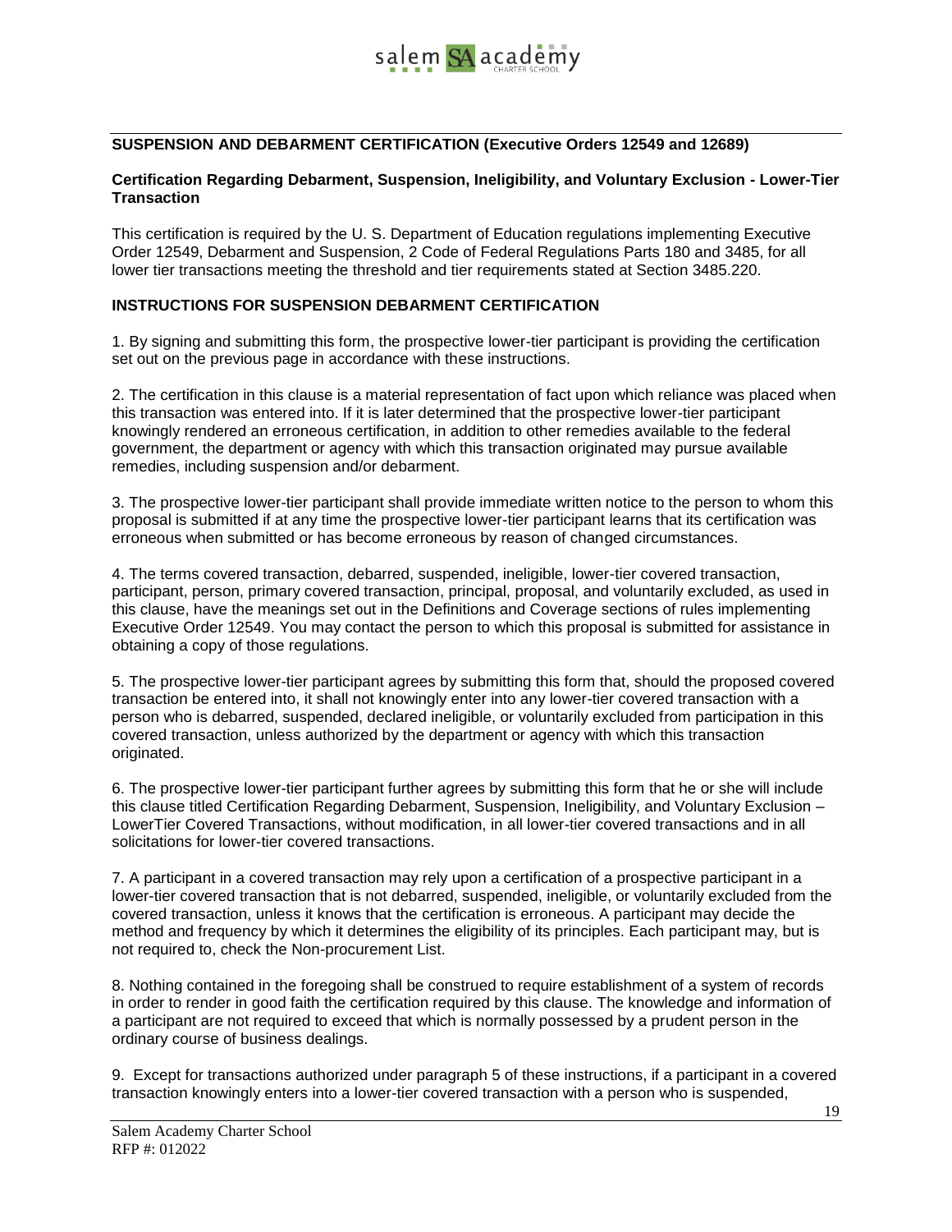## SUSPENSION AND DEBARMENT CERTIFICATION (Executive Orders 12549 and 12689)

### Certification Regarding Debarment, Suspension, Ineligibility, and Voluntary Exclusion - Lower-Tier Transaction

This certification is required by the U. S. Department of Education regulations implementing Executive Order 12549, Debarment and Suspension, 2 Code of Federal Regulations Parts 180 and 3485, for all lower tier transactions meeting the threshold and tier requirements stated at Section 3485.220.

### INSTRUCTIONS FOR SUSPENSION DEBARMENT CERTIFICATION

1. By signing and submitting this form, the prospective lower-tier participant is providing the certification set out on the previous page in accordance with these instructions.

2. The certification in this clause is a material representation of fact upon which reliance was placed when this transaction was entered into. If it is later determined that the prospective lower-tier participant knowingly rendered an erroneous certification, in addition to other remedies available to the federal government, the department or agency with which this transaction originated may pursue available remedies, including suspension and/or debarment.

3. The prospective lower-tier participant shall provide immediate written notice to the person to whom this proposal is submitted if at any time the prospective lower-tier participant learns that its certification was erroneous when submitted or has become erroneous by reason of changed circumstances.

4. The terms covered transaction, debarred, suspended, ineligible, lower-tier covered transaction, participant, person, primary covered transaction, principal, proposal, and voluntarily excluded, as used in this clause, have the meanings set out in the Definitions and Coverage sections of rules implementing Executive Order 12549. You may contact the person to which this proposal is submitted for assistance in obtaining a copy of those regulations.

5. The prospective lower-tier participant agrees by submitting this form that, should the proposed covered transaction be entered into, it shall not knowingly enter into any lower-tier covered transaction with a person who is debarred, suspended, declared ineligible, or voluntarily excluded from participation in this covered transaction, unless authorized by the department or agency with which this transaction originated.

6. The prospective lower-tier participant further agrees by submitting this form that he or she will include this clause titled Certification Regarding Debarment, Suspension, Ineligibility, and Voluntary Exclusion – LowerTier Covered Transactions, without modification, in all lower-tier covered transactions and in all solicitations for lower-tier covered transactions.

7. A participant in a covered transaction may rely upon a certification of a prospective participant in a lower-tier covered transaction that is not debarred, suspended, ineligible, or voluntarily excluded from the covered transaction, unless it knows that the certification is erroneous. A participant may decide the method and frequency by which it determines the eligibility of its principles. Each participant may, but is not required to, check the Non-procurement List.

8. Nothing contained in the foregoing shall be construed to require establishment of a system of records in order to render in good faith the certification required by this clause. The knowledge and information of a participant are not required to exceed that which is normally possessed by a prudent person in the ordinary course of business dealings.

9. Except for transactions authorized under paragraph 5 of these instructions, if a participant in a covered transaction knowingly enters into a lower-tier covered transaction with a person who is suspended,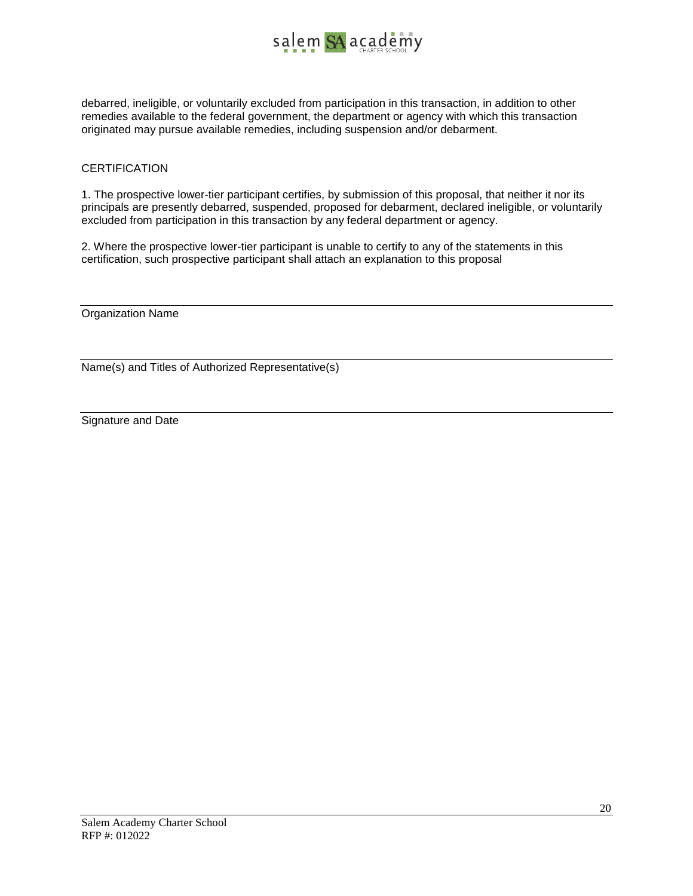debarred, ineligible, or voluntarily excluded from participation in this transaction, in addition to other remedies available to the federal government, the department or agency with which this transaction originated may pursue available remedies, including suspension and/or debarment.

CERTIFICATION

1. The prospective lower-tier participant certifies, by submission of this proposal, that neither it nor its principals are presently debarred, suspended, proposed for debarment, declared ineligible, or voluntarily excluded from participation in this transaction by any federal department or agency.

2. Where the prospective lower-tier participant is unable to certify to any of the statements in this certification, such prospective participant shall attach an explanation to this proposal

\_\_\_\_\_\_\_\_\_\_\_\_\_\_\_\_\_\_\_\_\_\_\_\_\_\_\_\_\_\_\_\_\_\_\_\_\_\_\_\_\_\_\_\_

Organization Name

\_\_\_\_\_\_\_\_\_\_\_\_\_\_\_\_\_\_\_\_\_\_\_\_\_\_\_\_\_\_\_\_\_\_\_\_\_\_\_\_\_\_\_\_

Name(s) and Titles of Authorized Representative(s)

\_\_\_\_\_\_\_\_\_\_\_\_\_\_\_\_\_\_\_\_\_\_\_\_\_\_\_\_\_\_\_\_\_\_\_\_\_\_\_\_\_\_\_\_

Signature and Date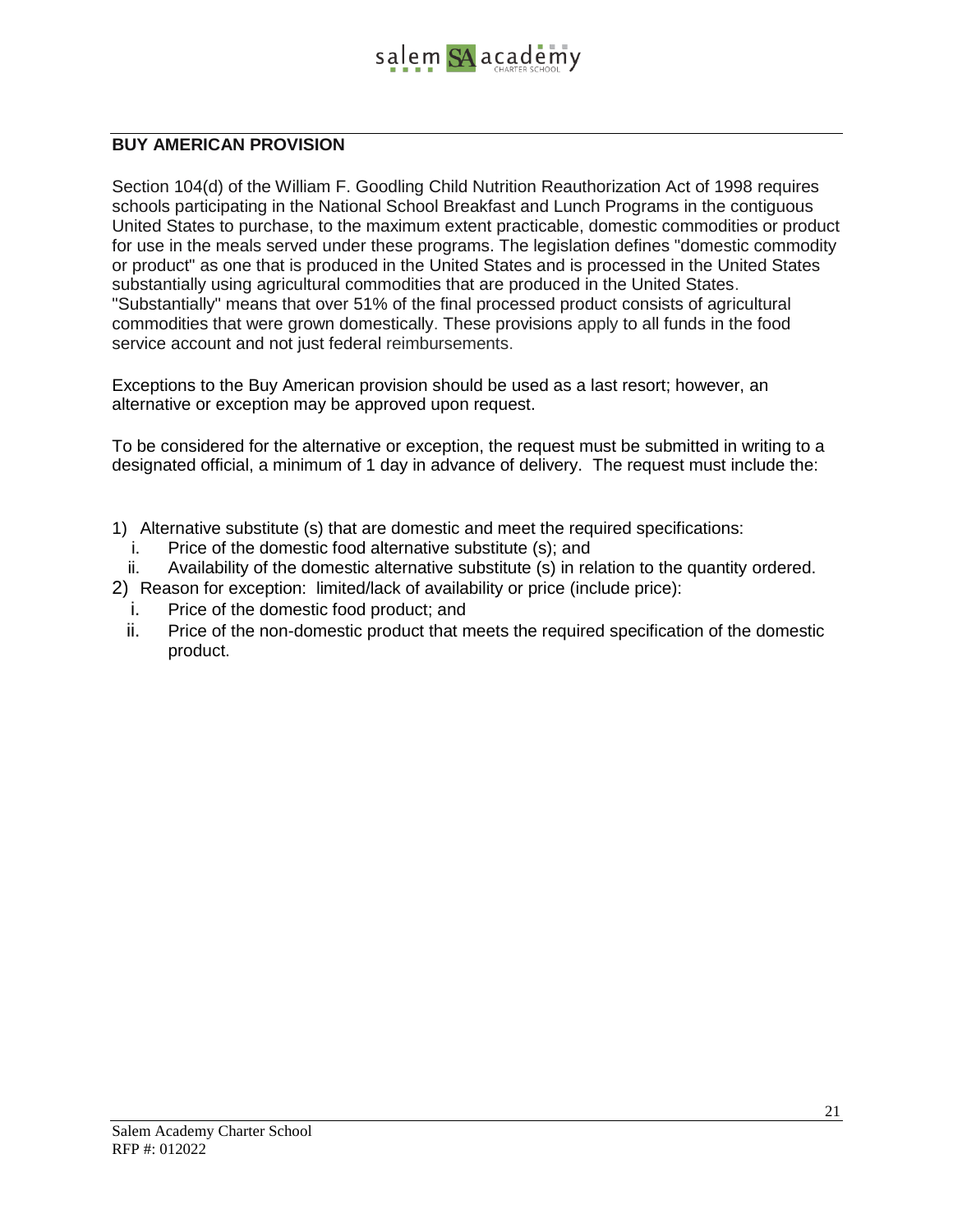## BUY AMERICAN PROVISION

Section 104(d) of the William F. Goodling Child Nutrition Reauthorization Act of 1998 requires schools participating in the National School Breakfast and Lunch Programs in the contiguous United States to purchase, to the maximum extent practicable, domestic commodities or product for use in the meals served under these programs. The legislation defines "domestic commodity or product" as one that is produced in the United States and is processed in the United States substantially using agricultural commodities that are produced in the United States. "Substantially" means that over 51% of the final processed product consists of agricultural commodities that were grown domestically. These provisions apply to all funds in the food service account and not just federal reimbursements.

Exceptions to the Buy American provision should be used as a last resort; however, an alternative or exception may be approved upon request.

To be considered for the alternative or exception, the request must be submitted in writing to a designated official, a minimum of 1 day in advance of delivery. The request must include the:

1) Alternative substitute (s) that are domestic and meet the required specifications:
   i. Price of the domestic food alternative substitute (s); and
   ii. Availability of the domestic alternative substitute (s) in relation to the quantity ordered.
2) Reason for exception: limited/lack of availability or price (include price):
   i. Price of the domestic food product; and
   ii. Price of the non-domestic product that meets the required specification of the domestic product.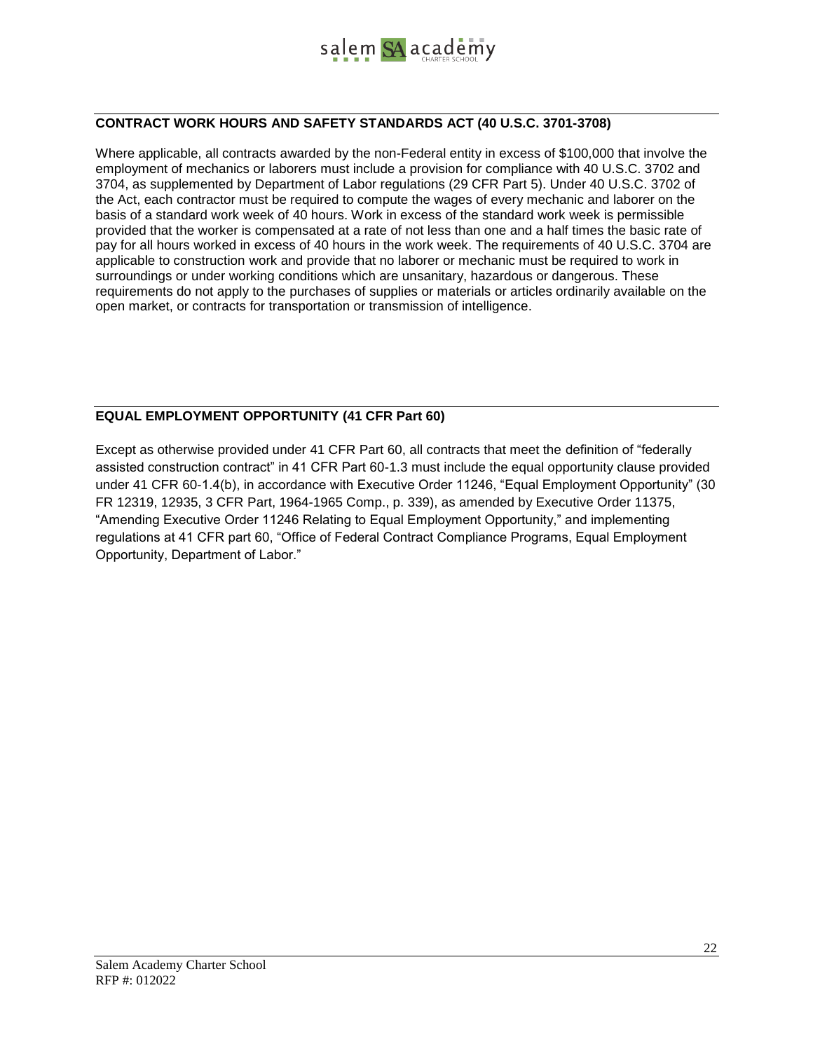**CONTRACT WORK HOURS AND SAFETY STANDARDS ACT (40 U.S.C. 3701-3708)**

Where applicable, all contracts awarded by the non-Federal entity in excess of $100,000 that involve the employment of mechanics or laborers must include a provision for compliance with 40 U.S.C. 3702 and 3704, as supplemented by Department of Labor regulations (29 CFR Part 5). Under 40 U.S.C. 3702 of the Act, each contractor must be required to compute the wages of every mechanic and laborer on the basis of a standard work week of 40 hours. Work in excess of the standard work week is permissible provided that the worker is compensated at a rate of not less than one and a half times the basic rate of pay for all hours worked in excess of 40 hours in the work week. The requirements of 40 U.S.C. 3704 are applicable to construction work and provide that no laborer or mechanic must be required to work in surroundings or under working conditions which are unsanitary, hazardous or dangerous. These requirements do not apply to the purchases of supplies or materials or articles ordinarily available on the open market, or contracts for transportation or transmission of intelligence.

**EQUAL EMPLOYMENT OPPORTUNITY (41 CFR Part 60)**

Except as otherwise provided under 41 CFR Part 60, all contracts that meet the definition of "federally assisted construction contract" in 41 CFR Part 60-1.3 must include the equal opportunity clause provided under 41 CFR 60-1.4(b), in accordance with Executive Order 11246, "Equal Employment Opportunity" (30 FR 12319, 12935, 3 CFR Part, 1964-1965 Comp., p. 339), as amended by Executive Order 11375, "Amending Executive Order 11246 Relating to Equal Employment Opportunity," and implementing regulations at 41 CFR part 60, "Office of Federal Contract Compliance Programs, Equal Employment Opportunity, Department of Labor."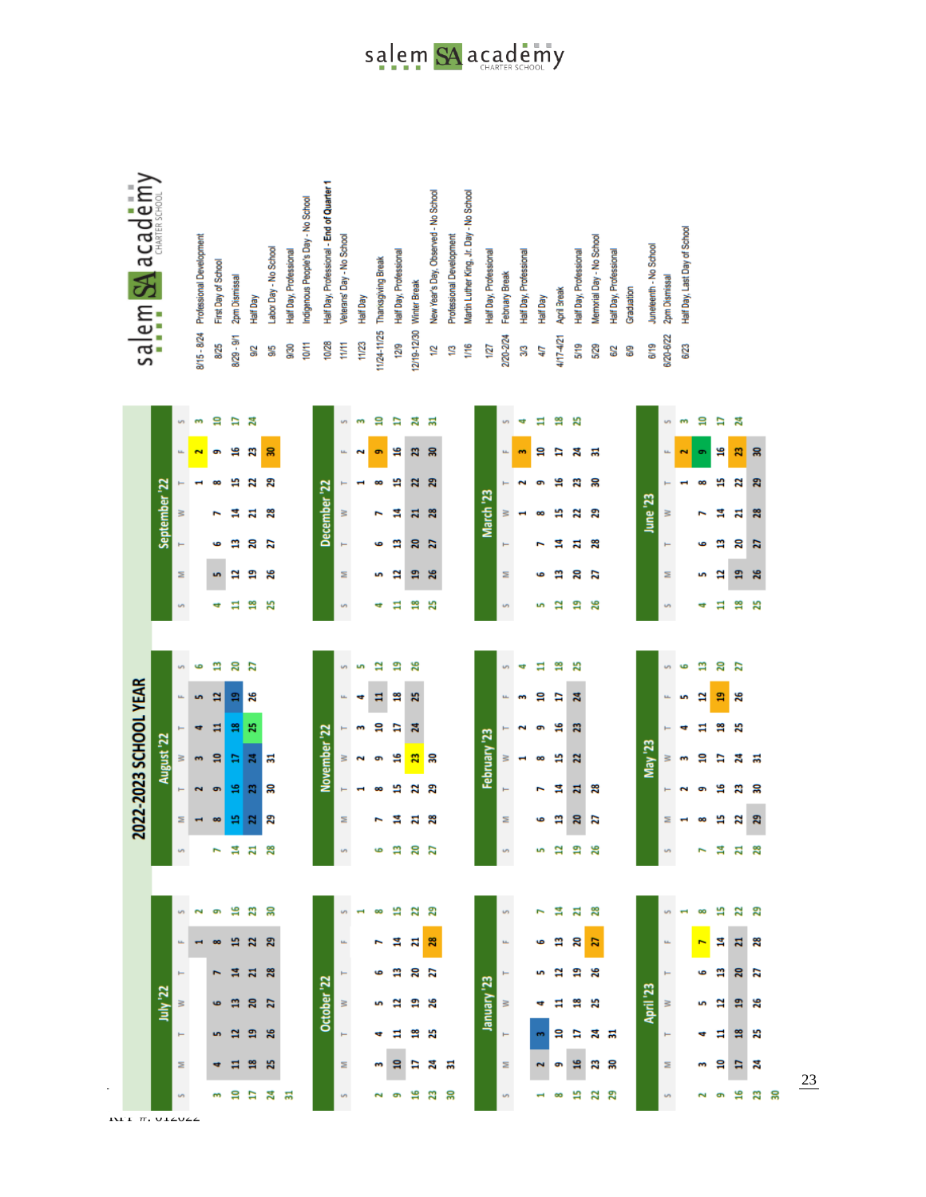# 2022-2023 SCHOOL YEAR

salem SA academy CHARTER SCHOOL

### July '22

| S | M | T | W | T | F | S |
|---|---|---|---|---|---|---|
| | | | | | 1 | 2 |
| 3 | 4 | 5 | 6 | 7 | 8 | 9 |
| 10 | 11 | 12 | 13 | 14 | 15 | 16 |
| 17 | 18 | 19 | 20 | 21 | 22 | 23 |
| 24 | 25 | 26 | 27 | 28 | 29 | 30 |
| 31 | | | | | | |

### August '22

| S | M | T | W | T | F | S |
|---|---|---|---|---|---|---|
| | 1 | 2 | 3 | 4 | 5 | 6 |
| 7 | 8 | 9 | 10 | 11 | 12 | 13 |
| 14 | 15 | 16 | 17 | 18 | 19 | 20 |
| 21 | 22 | 23 | 24 | 25 | 26 | 27 |
| 28 | 29 | 30 | 31 | | | |

### September '22

| S | M | T | W | T | F | S |
|---|---|---|---|---|---|---|
| | | | | 1 | 2 | 3 |
| 4 | 5 | 6 | 7 | 8 | 9 | 10 |
| 11 | 12 | 13 | 14 | 15 | 16 | 17 |
| 18 | 19 | 20 | 21 | 22 | 23 | 24 |
| 25 | 26 | 27 | 28 | 29 | 30 | |

### October '22

| S | M | T | W | T | F | S |
|---|---|---|---|---|---|---|
| | | | | | | 1 |
| 2 | 3 | 4 | 5 | 6 | 7 | 8 |
| 9 | 10 | 11 | 12 | 13 | 14 | 15 |
| 16 | 17 | 18 | 19 | 20 | 21 | 22 |
| 23 | 24 | 25 | 26 | 27 | 28 | 29 |
| 30 | 31 | | | | | |

### November '22

| S | M | T | W | T | F | S |
|---|---|---|---|---|---|---|
| | | 1 | 2 | 3 | 4 | 5 |
| 6 | 7 | 8 | 9 | 10 | 11 | 12 |
| 13 | 14 | 15 | 16 | 17 | 18 | 19 |
| 20 | 21 | 22 | 23 | 24 | 25 | 26 |
| 27 | 28 | 29 | 30 | | | |

### December '22

| S | M | T | W | T | F | S |
|---|---|---|---|---|---|---|
| | | | | 1 | 2 | 3 |
| 4 | 5 | 6 | 7 | 8 | 9 | 10 |
| 11 | 12 | 13 | 14 | 15 | 16 | 17 |
| 18 | 19 | 20 | 21 | 22 | 23 | 24 |
| 25 | 26 | 27 | 28 | 29 | 30 | 31 |

### January '23

| S | M | T | W | T | F | S |
|---|---|---|---|---|---|---|
| 1 | 2 | 3 | 4 | 5 | 6 | 7 |
| 8 | 9 | 10 | 11 | 12 | 13 | 14 |
| 15 | 16 | 17 | 18 | 19 | 20 | 21 |
| 22 | 23 | 24 | 25 | 26 | 27 | 28 |
| 29 | 30 | 31 | | | | |

### February '23

| S | M | T | W | T | F | S |
|---|---|---|---|---|---|---|
| | | | 1 | 2 | 3 | 4 |
| 5 | 6 | 7 | 8 | 9 | 10 | 11 |
| 12 | 13 | 14 | 15 | 16 | 17 | 18 |
| 19 | 20 | 21 | 22 | 23 | 24 | 25 |
| 26 | 27 | 28 | | | | |

### March '23

| S | M | T | W | T | F | S |
|---|---|---|---|---|---|---|
| | | | 1 | 2 | 3 | 4 |
| 5 | 6 | 7 | 8 | 9 | 10 | 11 |
| 12 | 13 | 14 | 15 | 16 | 17 | 18 |
| 19 | 20 | 21 | 22 | 23 | 24 | 25 |
| 26 | 27 | 28 | 29 | 30 | 31 | |

### April '23

| S | M | T | W | T | F | S |
|---|---|---|---|---|---|---|
| | | | | | | 1 |
| 2 | 3 | 4 | 5 | 6 | 7 | 8 |
| 9 | 10 | 11 | 12 | 13 | 14 | 15 |
| 16 | 17 | 18 | 19 | 20 | 21 | 22 |
| 23 | 24 | 25 | 26 | 27 | 28 | 29 |
| 30 | | | | | | |

### May '23

| S | M | T | W | T | F | S |
|---|---|---|---|---|---|---|
| | 1 | 2 | 3 | 4 | 5 | 6 |
| 7 | 8 | 9 | 10 | 11 | 12 | 13 |
| 14 | 15 | 16 | 17 | 18 | 19 | 20 |
| 21 | 22 | 23 | 24 | 25 | 26 | 27 |
| 28 | 29 | 30 | 31 | | | |

### June '23

| S | M | T | W | T | F | S |
|---|---|---|---|---|---|---|
| | | | | 1 | 2 | 3 |
| 4 | 5 | 6 | 7 | 8 | 9 | 10 |
| 11 | 12 | 13 | 14 | 15 | 16 | 17 |
| 18 | 19 | 20 | 21 | 22 | 23 | 24 |
| 25 | 26 | 27 | 28 | 29 | 30 | |

| | |
|---|---|
| 8/15 - 8/24 | Professional Development |
| 8/25 | First Day of School |
| 8/29 - 9/1 | 2pm Dismissal |
| 9/2 | Half Day |
| 9/5 | Labor Day - No School |
| 9/30 | Half Day, Professional |
| 10/11 | Indigenous People's Day - No School |
| 10/28 | **Half Day, Professional - End of Quarter 1** |
| 11/11 | Veterans' Day - No School |
| 11/23 | Half Day |
| 11/24-11/25 | Thanksgiving Break |
| 12/9 | Half Day, Professional |
| 12/19-12/30 | Winter Break |
| 1/2 | New Year's Day, Observed - No School |
| 1/3 | Professional Development |
| 1/16 | Martin Luther King, Jr. Day - No School |
| 1/27 | Half Day, Professional |
| 2/20-2/24 | February Break |
| 3/3 | Half Day, Professional |
| 4/7 | Half Day |
| 4/17-4/21 | April Break |
| 5/19 | Half Day, Professional |
| 5/29 | Memorial Day - No School |
| 6/2 | Half Day, Professional |
| 6/9 | Graduation |
| 6/19 | Juneteenth - No School |
| 6/20-6/22 | 2pm Dismissal |
| 6/23 | Half Day, Last Day of School |